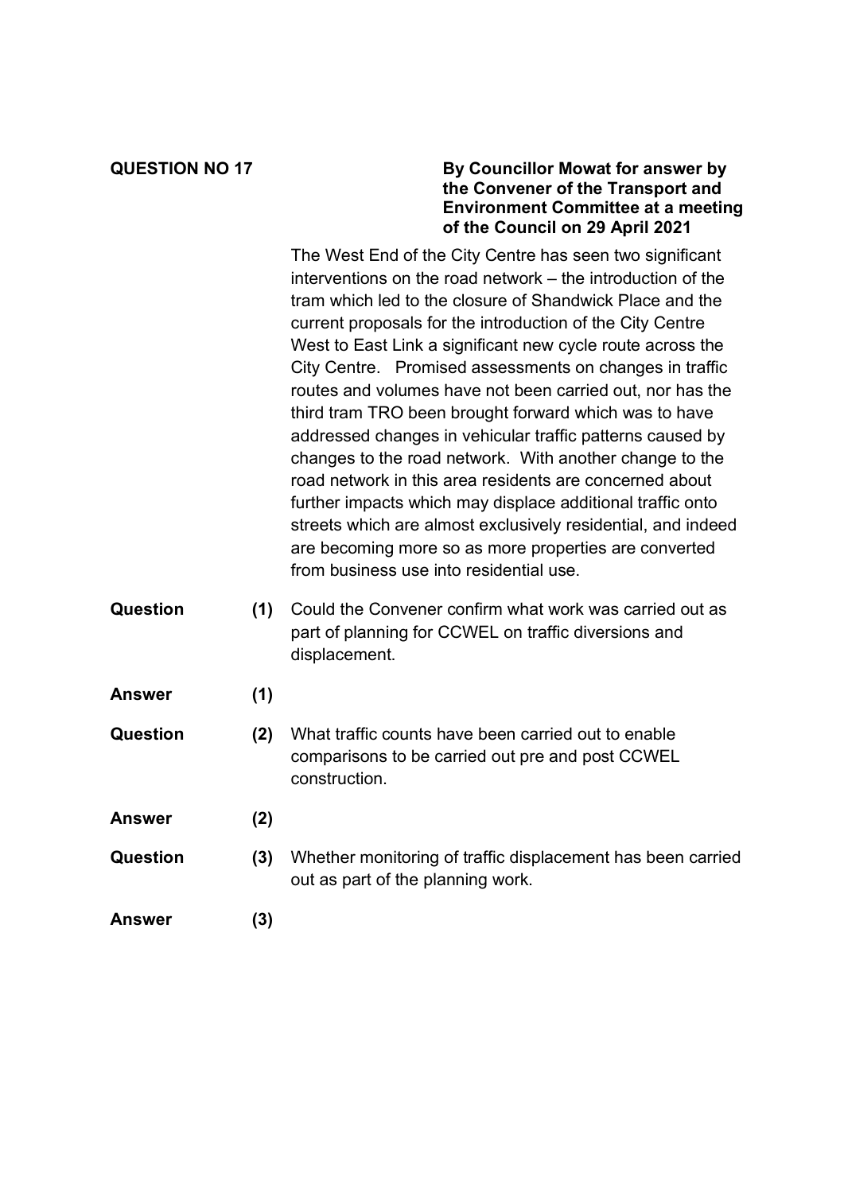**QUESTION NO 17**

**By Councillor Mowat for answer by the Convener of the Transport and Environment Committee at a meeting of the Council on 29 April 2021**

The West End of the City Centre has seen two significant interventions on the road network – the introduction of the tram which led to the closure of Shandwick Place and the current proposals for the introduction of the City Centre West to East Link a significant new cycle route across the City Centre. Promised assessments on changes in traffic routes and volumes have not been carried out, nor has the third tram TRO been brought forward which was to have addressed changes in vehicular traffic patterns caused by changes to the road network. With another change to the road network in this area residents are concerned about further impacts which may displace additional traffic onto streets which are almost exclusively residential, and indeed are becoming more so as more properties are converted from business use into residential use.

**Question** **(1)** Could the Convener confirm what work was carried out as part of planning for CCWEL on traffic diversions and displacement.

**Answer** **(1)**

**Question** **(2)** What traffic counts have been carried out to enable comparisons to be carried out pre and post CCWEL construction.

**Answer** **(2)**

**Question** **(3)** Whether monitoring of traffic displacement has been carried out as part of the planning work.

**Answer** **(3)**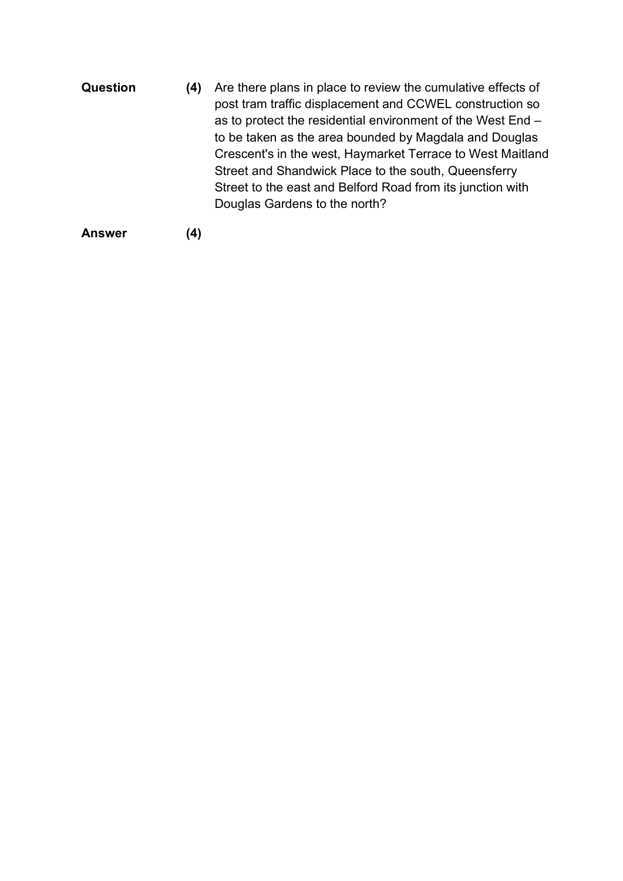**Question** **(4)** Are there plans in place to review the cumulative effects of post tram traffic displacement and CCWEL construction so as to protect the residential environment of the West End – to be taken as the area bounded by Magdala and Douglas Crescent's in the west, Haymarket Terrace to West Maitland Street and Shandwick Place to the south, Queensferry Street to the east and Belford Road from its junction with Douglas Gardens to the north?

**Answer** **(4)**